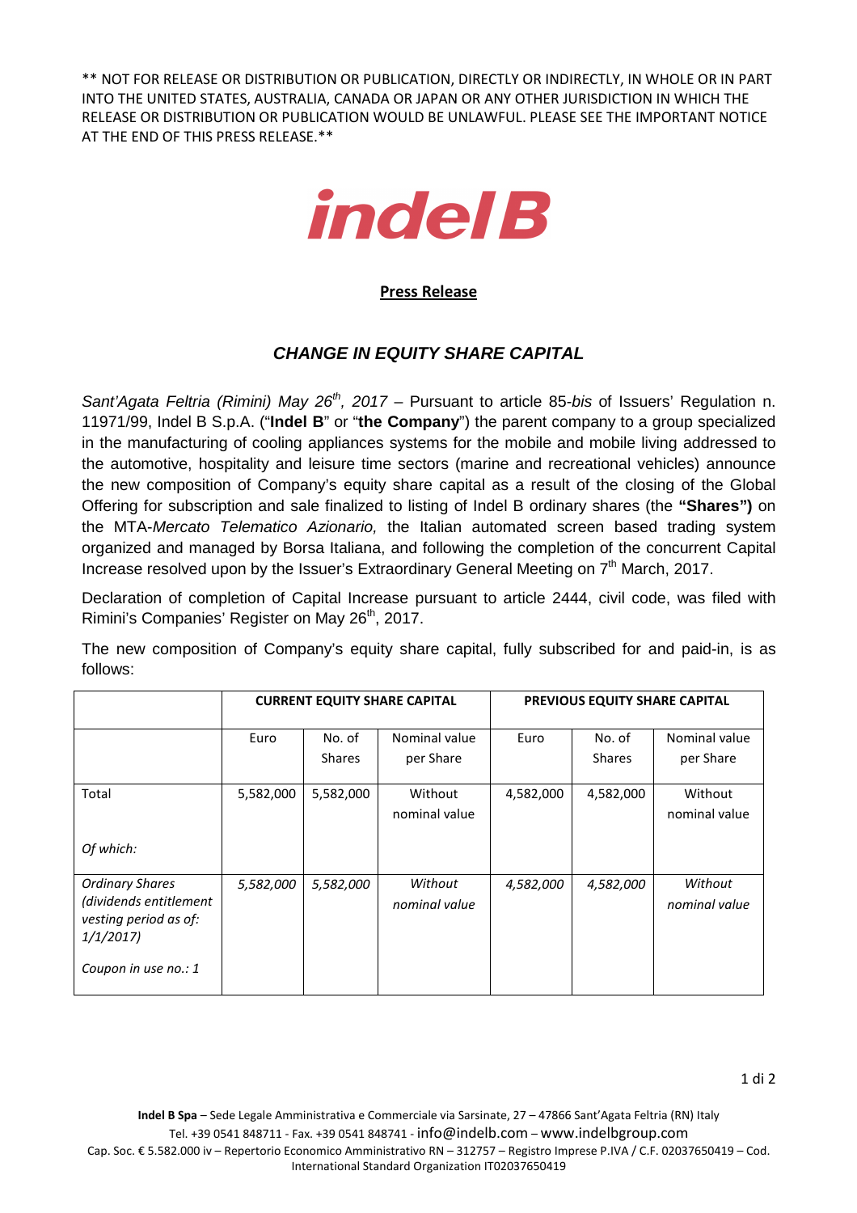** NOT FOR RELEASE OR DISTRIBUTION OR PUBLICATION, DIRECTLY OR INDIRECTLY, IN WHOLE OR IN PART INTO THE UNITED STATES, AUSTRALIA, CANADA OR JAPAN OR ANY OTHER JURISDICTION IN WHICH THE RELEASE OR DISTRIBUTION OR PUBLICATION WOULD BE UNLAWFUL. PLEASE SEE THE IMPORTANT NOTICE AT THE END OF THIS PRESS RELEASE.**

indelB

**Press Release**

## *CHANGE IN EQUITY SHARE CAPITAL*

*Sant'Agata Feltria (Rimini) May 26th, 2017* – Pursuant to article 85-*bis* of Issuers' Regulation n. 11971/99, Indel B S.p.A. ("**Indel B**" or "**the Company**") the parent company to a group specialized in the manufacturing of cooling appliances systems for the mobile and mobile living addressed to the automotive, hospitality and leisure time sectors (marine and recreational vehicles) announce the new composition of Company's equity share capital as a result of the closing of the Global Offering for subscription and sale finalized to listing of Indel B ordinary shares (the **"Shares")** on the MTA-*Mercato Telematico Azionario,* the Italian automated screen based trading system organized and managed by Borsa Italiana, and following the completion of the concurrent Capital Increase resolved upon by the Issuer's Extraordinary General Meeting on 7th March, 2017.

Declaration of completion of Capital Increase pursuant to article 2444, civil code, was filed with Rimini's Companies' Register on May 26th, 2017.

The new composition of Company's equity share capital, fully subscribed for and paid-in, is as follows:

| | **CURRENT EQUITY SHARE CAPITAL** | | | **PREVIOUS EQUITY SHARE CAPITAL** | | |
|---|---|---|---|---|---|---|
| | Euro | No. of Shares | Nominal value per Share | Euro | No. of Shares | Nominal value per Share |
| Total | 5,582,000 | 5,582,000 | Without nominal value | 4,582,000 | 4,582,000 | Without nominal value |
| *Of which:* | | | | | | |
| *Ordinary Shares (dividends entitlement vesting period as of: 1/1/2017)* *Coupon in use no.: 1* | *5,582,000* | *5,582,000* | *Without nominal value* | *4,582,000* | *4,582,000* | *Without nominal value* |

**Indel B Spa** – Sede Legale Amministrativa e Commerciale via Sarsinate, 27 – 47866 Sant'Agata Feltria (RN) Italy
Tel. +39 0541 848711 - Fax. +39 0541 848741 - info@indelb.com – www.indelbgroup.com
Cap. Soc. € 5.582.000 iv – Repertorio Economico Amministrativo RN – 312757 – Registro Imprese P.IVA / C.F. 02037650419 – Cod. International Standard Organization IT02037650419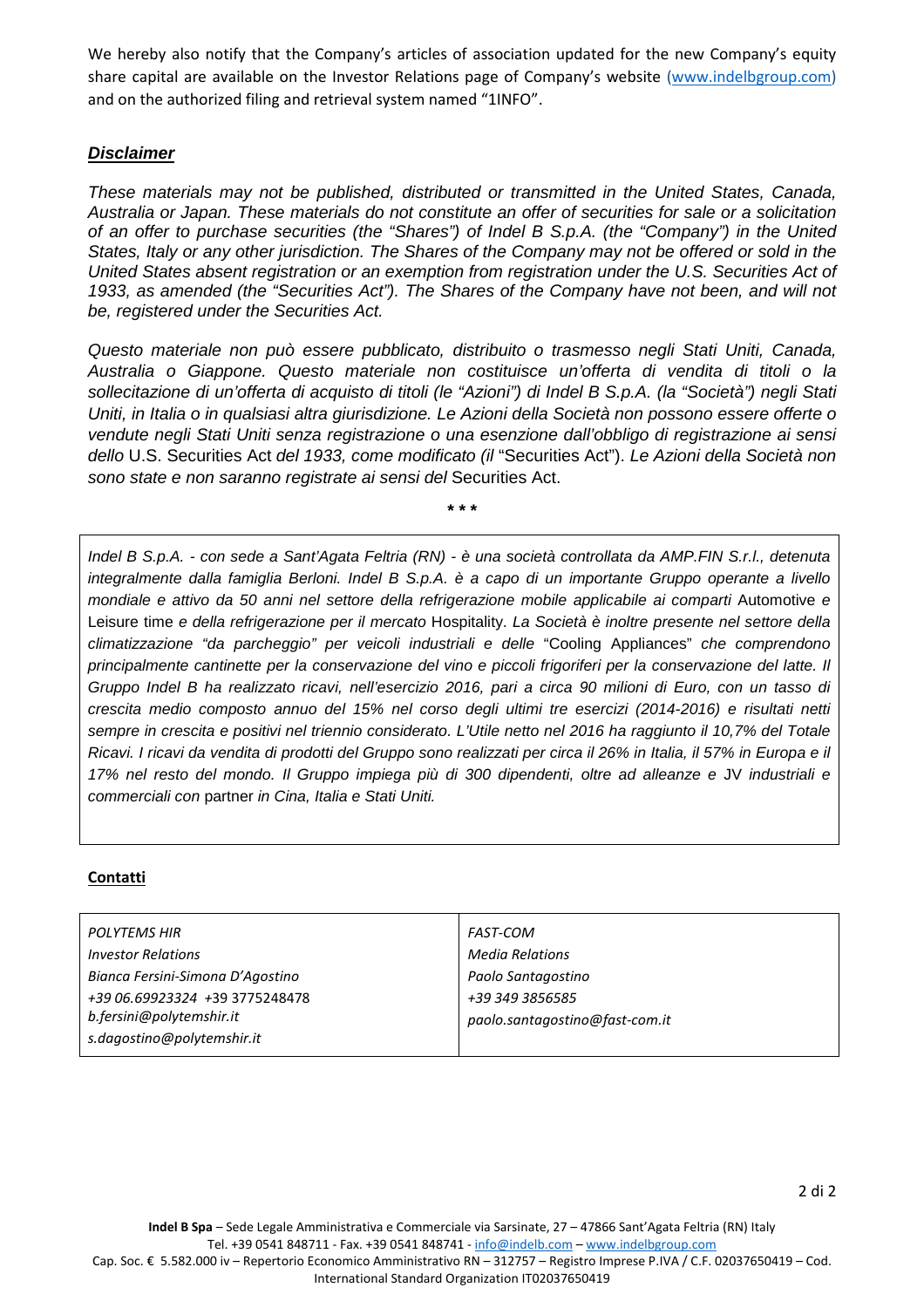We hereby also notify that the Company's articles of association updated for the new Company's equity share capital are available on the Investor Relations page of Company's website (www.indelbgroup.com) and on the authorized filing and retrieval system named "1INFO".

## ***Disclaimer***

*These materials may not be published, distributed or transmitted in the United States, Canada, Australia or Japan. These materials do not constitute an offer of securities for sale or a solicitation of an offer to purchase securities (the "Shares") of Indel B S.p.A. (the "Company") in the United States, Italy or any other jurisdiction. The Shares of the Company may not be offered or sold in the United States absent registration or an exemption from registration under the U.S. Securities Act of 1933, as amended (the "Securities Act"). The Shares of the Company have not been, and will not be, registered under the Securities Act.*

*Questo materiale non può essere pubblicato, distribuito o trasmesso negli Stati Uniti, Canada, Australia o Giappone. Questo materiale non costituisce un'offerta di vendita di titoli o la sollecitazione di un'offerta di acquisto di titoli (le "Azioni") di Indel B S.p.A. (la "Società") negli Stati Uniti, in Italia o in qualsiasi altra giurisdizione. Le Azioni della Società non possono essere offerte o vendute negli Stati Uniti senza registrazione o una esenzione dall'obbligo di registrazione ai sensi dello* U.S. Securities Act *del 1933, come modificato (il* "Securities Act"). *Le Azioni della Società non sono state e non saranno registrate ai sensi del* Securities Act.

\* \* \*

*Indel B S.p.A. - con sede a Sant'Agata Feltria (RN) - è una società controllata da AMP.FIN S.r.l., detenuta integralmente dalla famiglia Berloni. Indel B S.p.A. è a capo di un importante Gruppo operante a livello mondiale e attivo da 50 anni nel settore della refrigerazione mobile applicabile ai comparti* Automotive *e* Leisure time *e della refrigerazione per il mercato* Hospitality. *La Società è inoltre presente nel settore della climatizzazione "da parcheggio" per veicoli industriali e delle* "Cooling Appliances" *che comprendono principalmente cantinette per la conservazione del vino e piccoli frigoriferi per la conservazione del latte. Il Gruppo Indel B ha realizzato ricavi, nell'esercizio 2016, pari a circa 90 milioni di Euro, con un tasso di crescita medio composto annuo del 15% nel corso degli ultimi tre esercizi (2014-2016) e risultati netti sempre in crescita e positivi nel triennio considerato. L'Utile netto nel 2016 ha raggiunto il 10,7% del Totale Ricavi. I ricavi da vendita di prodotti del Gruppo sono realizzati per circa il 26% in Italia, il 57% in Europa e il 17% nel resto del mondo. Il Gruppo impiega più di 300 dipendenti, oltre ad alleanze e* JV *industriali e commerciali con* partner *in Cina, Italia e Stati Uniti.*

**Contatti**

| | |
|---|---|
| *POLYTEMS HIR*<br>*Investor Relations*<br>*Bianca Fersini-Simona D'Agostino*<br>*+39 06.69923324 +39 3775248478*<br>*b.fersini@polytemshir.it*<br>*s.dagostino@polytemshir.it* | *FAST-COM*<br>*Media Relations*<br>*Paolo Santagostino*<br>*+39 349 3856585*<br>*paolo.santagostino@fast-com.it* |

**Indel B Spa** – Sede Legale Amministrativa e Commerciale via Sarsinate, 27 – 47866 Sant'Agata Feltria (RN) Italy
Tel. +39 0541 848711 - Fax. +39 0541 848741 - info@indelb.com – www.indelbgroup.com
Cap. Soc. € 5.582.000 iv – Repertorio Economico Amministrativo RN – 312757 – Registro Imprese P.IVA / C.F. 02037650419 – Cod. International Standard Organization IT02037650419